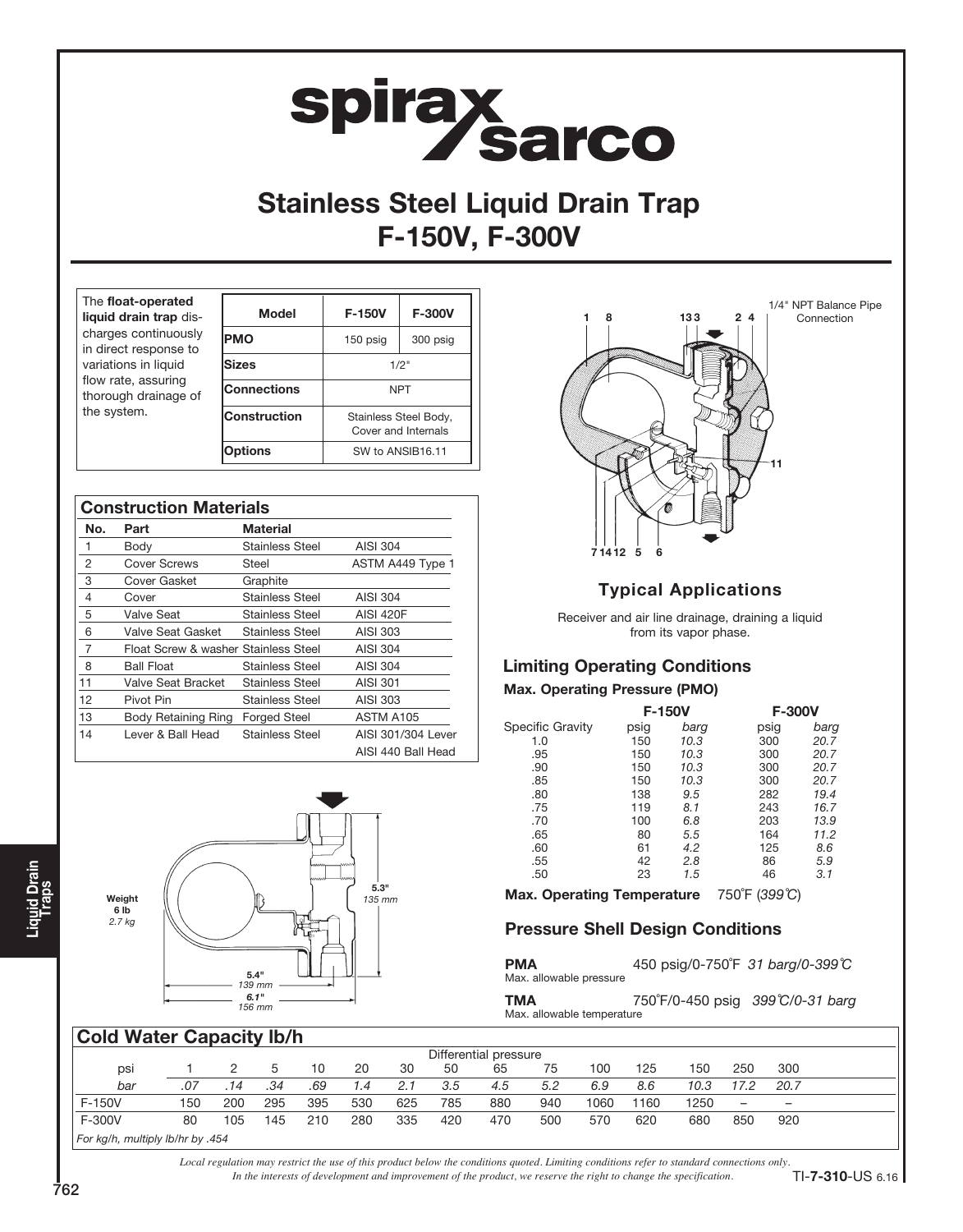# spirax sarco

# Stainless Steel Liquid Drain Trap F-150V, F-300V

The **float-operated liquid drain trap** discharges continuously in direct response to variations in liquid flow rate, assuring thorough drainage of the system.

| Model | F-150V | F-300V |
|---|---|---|
| PMO | 150 psig | 300 psig |
| Sizes | 1/2" | |
| Connections | NPT | |
| Construction | Stainless Steel Body, Cover and Internals | |
| Options | SW to ANSIB16.11 | |

## Construction Materials

| No. | Part | Material | |
|---|---|---|---|
| 1 | Body | Stainless Steel | AISI 304 |
| 2 | Cover Screws | Steel | ASTM A449 Type 1 |
| 3 | Cover Gasket | Graphite | |
| 4 | Cover | Stainless Steel | AISI 304 |
| 5 | Valve Seat | Stainless Steel | AISI 420F |
| 6 | Valve Seat Gasket | Stainless Steel | AISI 303 |
| 7 | Float Screw & washer | Stainless Steel | AISI 304 |
| 8 | Ball Float | Stainless Steel | AISI 304 |
| 11 | Valve Seat Bracket | Stainless Steel | AISI 301 |
| 12 | Pivot Pin | Stainless Steel | AISI 303 |
| 13 | Body Retaining Ring | Forged Steel | ASTM A105 |
| 14 | Lever & Ball Head | Stainless Steel | AISI 301/304 Lever<br>AISI 440 Ball Head |

1/4" NPT Balance Pipe Connection

Weight 6 lb *2.7 kg*

5.3" *135 mm*

5.4" *139 mm*

6.1" *156 mm*

## Typical Applications

Receiver and air line drainage, draining a liquid from its vapor phase.

## Limiting Operating Conditions

**Max. Operating Pressure (PMO)**

| | F-150V | | F-300V | |
|---|---|---|---|---|
| Specific Gravity | psig | *barg* | psig | *barg* |
| 1.0 | 150 | *10.3* | 300 | *20.7* |
| .95 | 150 | *10.3* | 300 | *20.7* |
| .90 | 150 | *10.3* | 300 | *20.7* |
| .85 | 150 | *10.3* | 300 | *20.7* |
| .80 | 138 | *9.5* | 282 | *19.4* |
| .75 | 119 | *8.1* | 243 | *16.7* |
| .70 | 100 | *6.8* | 203 | *13.9* |
| .65 | 80 | *5.5* | 164 | *11.2* |
| .60 | 61 | *4.2* | 125 | *8.6* |
| .55 | 42 | *2.8* | 86 | *5.9* |
| .50 | 23 | *1.5* | 46 | *3.1* |

**Max. Operating Temperature** 750°F (*399°C*)

## Pressure Shell Design Conditions

**PMA** Max. allowable pressure — 450 psig/0-750°F *31 barg/0-399°C*

**TMA** Max. allowable temperature — 750°F/0-450 psig *399°C/0-31 barg*

## Cold Water Capacity lb/h

| | Differential pressure | | | | | | | | | | | | | |
|---|---|---|---|---|---|---|---|---|---|---|---|---|---|---|
| psi | 1 | 2 | 5 | 10 | 20 | 30 | 50 | 65 | 75 | 100 | 125 | 150 | 250 | 300 |
| *bar* | *.07* | *.14* | *.34* | *.69* | *1.4* | *2.1* | *3.5* | *4.5* | *5.2* | *6.9* | *8.6* | *10.3* | *17.2* | *20.7* |
| F-150V | 150 | 200 | 295 | 395 | 530 | 625 | 785 | 880 | 940 | 1060 | 1160 | 1250 | – | – |
| F-300V | 80 | 105 | 145 | 210 | 280 | 335 | 420 | 470 | 500 | 570 | 620 | 680 | 850 | 920 |

*For kg/h, multiply lb/hr by .454*

*Local regulation may restrict the use of this product below the conditions quoted. Limiting conditions refer to standard connections only.*
*In the interests of development and improvement of the product, we reserve the right to change the specification.*

TI-**7-310**-US 6.16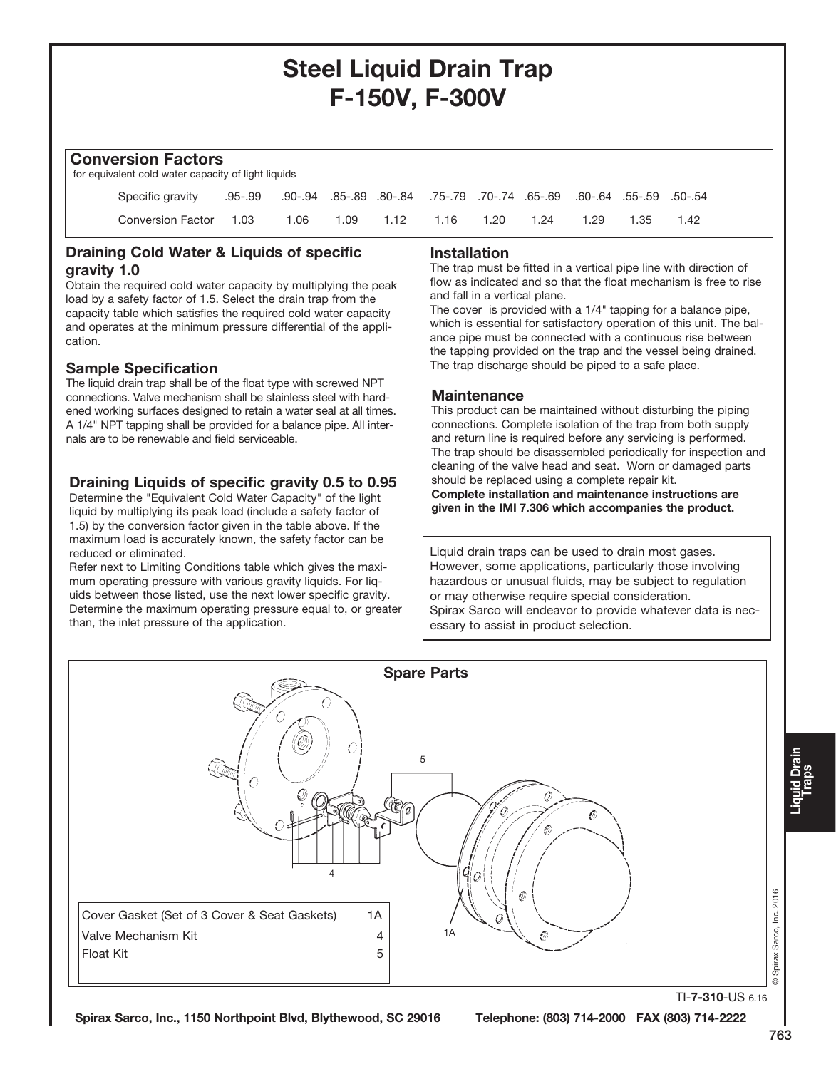# Steel Liquid Drain Trap
# F-150V, F-300V

## Conversion Factors

for equivalent cold water capacity of light liquids

| | | | | | | | | | | |
|---|---|---|---|---|---|---|---|---|---|---|
| Specific gravity | .95-.99 | .90-.94 | .85-.89 | .80-.84 | .75-.79 | .70-.74 | .65-.69 | .60-.64 | .55-.59 | .50-.54 |
| Conversion Factor | 1.03 | 1.06 | 1.09 | 1.12 | 1.16 | 1.20 | 1.24 | 1.29 | 1.35 | 1.42 |

### Draining Cold Water & Liquids of specific gravity 1.0

Obtain the required cold water capacity by multiplying the peak load by a safety factor of 1.5. Select the drain trap from the capacity table which satisfies the required cold water capacity and operates at the minimum pressure differential of the application.

### Sample Specification

The liquid drain trap shall be of the float type with screwed NPT connections. Valve mechanism shall be stainless steel with hardened working surfaces designed to retain a water seal at all times. A 1/4" NPT tapping shall be provided for a balance pipe. All internals are to be renewable and field serviceable.

### Draining Liquids of specific gravity 0.5 to 0.95

Determine the "Equivalent Cold Water Capacity" of the light liquid by multiplying its peak load (include a safety factor of 1.5) by the conversion factor given in the table above. If the maximum load is accurately known, the safety factor can be reduced or eliminated.

Refer next to Limiting Conditions table which gives the maximum operating pressure with various gravity liquids. For liquids between those listed, use the next lower specific gravity. Determine the maximum operating pressure equal to, or greater than, the inlet pressure of the application.

### Installation

The trap must be fitted in a vertical pipe line with direction of flow as indicated and so that the float mechanism is free to rise and fall in a vertical plane.

The cover is provided with a 1/4" tapping for a balance pipe, which is essential for satisfactory operation of this unit. The balance pipe must be connected with a continuous rise between the tapping provided on the trap and the vessel being drained. The trap discharge should be piped to a safe place.

### Maintenance

This product can be maintained without disturbing the piping connections. Complete isolation of the trap from both supply and return line is required before any servicing is performed. The trap should be disassembled periodically for inspection and cleaning of the valve head and seat. Worn or damaged parts should be replaced using a complete repair kit.

**Complete installation and maintenance instructions are given in the IMI 7.306 which accompanies the product.**

Liquid drain traps can be used to drain most gases. However, some applications, particularly those involving hazardous or unusual fluids, may be subject to regulation or may otherwise require special consideration.
Spirax Sarco will endeavor to provide whatever data is necessary to assist in product selection.

## Spare Parts

5

4

1A

| | |
|---|---|
| Cover Gasket (Set of 3 Cover & Seat Gaskets) | 1A |
| Valve Mechanism Kit | 4 |
| Float Kit | 5 |

TI-7-310-US 6.16

Spirax Sarco, Inc., 1150 Northpoint Blvd, Blythewood, SC 29016 Telephone: (803) 714-2000 FAX (803) 714-2222